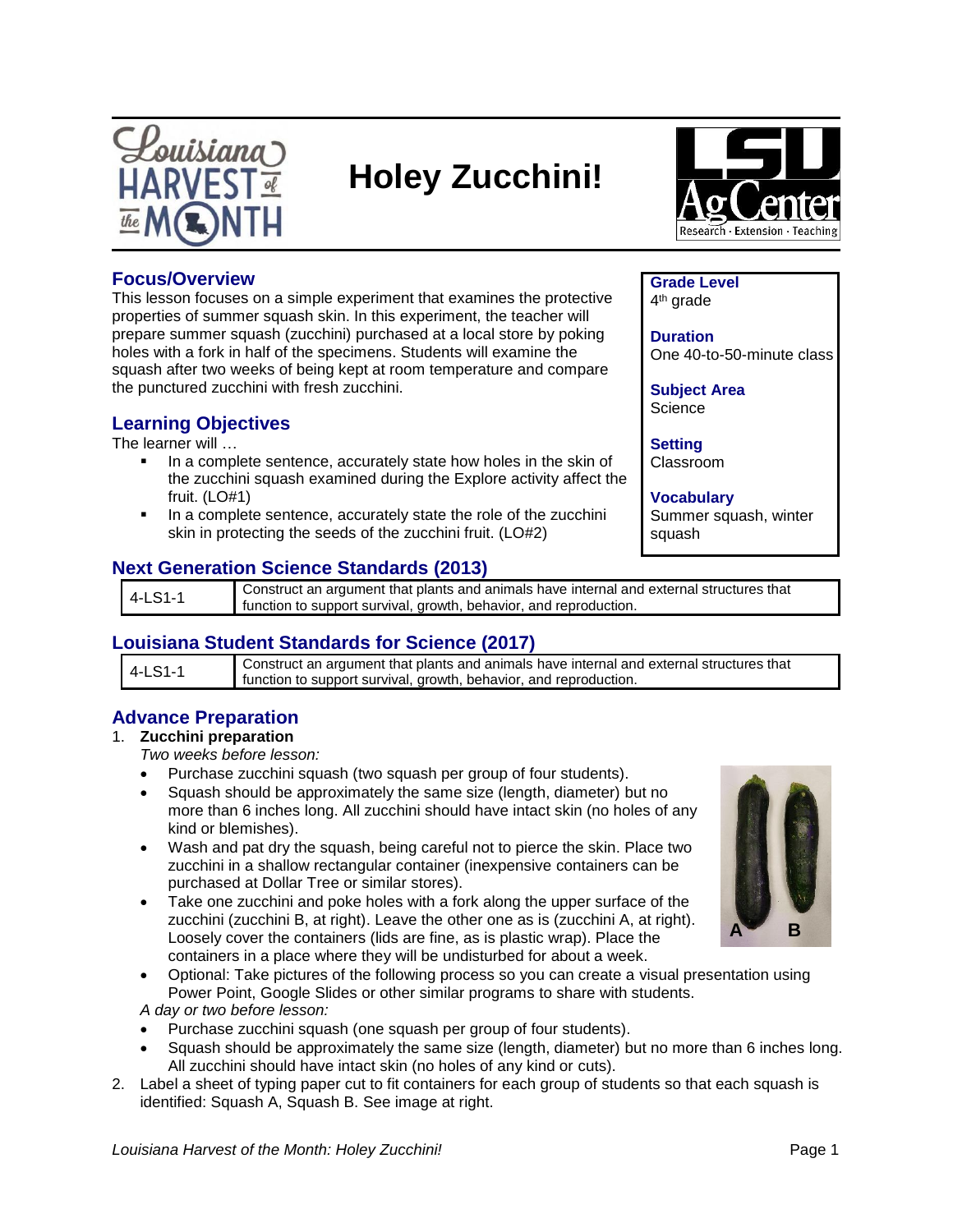# Holey Zucchini!

## Focus/Overview

This lesson focuses on a simple experiment that examines the protective properties of summer squash skin. In this experiment, the teacher will prepare summer squash (zucchini) purchased at a local store by poking holes with a fork in half of the specimens. Students will examine the squash after two weeks of being kept at room temperature and compare the punctured zucchini with fresh zucchini.

**Grade Level**
4th grade

**Duration**
One 40-to-50-minute class

**Subject Area**
Science

**Setting**
Classroom

**Vocabulary**
Summer squash, winter squash

## Learning Objectives

The learner will …

- In a complete sentence, accurately state how holes in the skin of the zucchini squash examined during the Explore activity affect the fruit. (LO#1)
- In a complete sentence, accurately state the role of the zucchini skin in protecting the seeds of the zucchini fruit. (LO#2)

## Next Generation Science Standards (2013)

| 4-LS1-1 | Construct an argument that plants and animals have internal and external structures that function to support survival, growth, behavior, and reproduction. |
|---|---|

## Louisiana Student Standards for Science (2017)

| 4-LS1-1 | Construct an argument that plants and animals have internal and external structures that function to support survival, growth, behavior, and reproduction. |
|---|---|

## Advance Preparation

1. **Zucchini preparation**

   *Two weeks before lesson:*

   - Purchase zucchini squash (two squash per group of four students).
   - Squash should be approximately the same size (length, diameter) but no more than 6 inches long. All zucchini should have intact skin (no holes of any kind or blemishes).
   - Wash and pat dry the squash, being careful not to pierce the skin. Place two zucchini in a shallow rectangular container (inexpensive containers can be purchased at Dollar Tree or similar stores).
   - Take one zucchini and poke holes with a fork along the upper surface of the zucchini (zucchini B, at right). Leave the other one as is (zucchini A, at right). Loosely cover the containers (lids are fine, as is plastic wrap). Place the containers in a place where they will be undisturbed for about a week.
   - Optional: Take pictures of the following process so you can create a visual presentation using Power Point, Google Slides or other similar programs to share with students.

   *A day or two before lesson:*

   - Purchase zucchini squash (one squash per group of four students).
   - Squash should be approximately the same size (length, diameter) but no more than 6 inches long. All zucchini should have intact skin (no holes of any kind or cuts).

2. Label a sheet of typing paper cut to fit containers for each group of students so that each squash is identified: Squash A, Squash B. See image at right.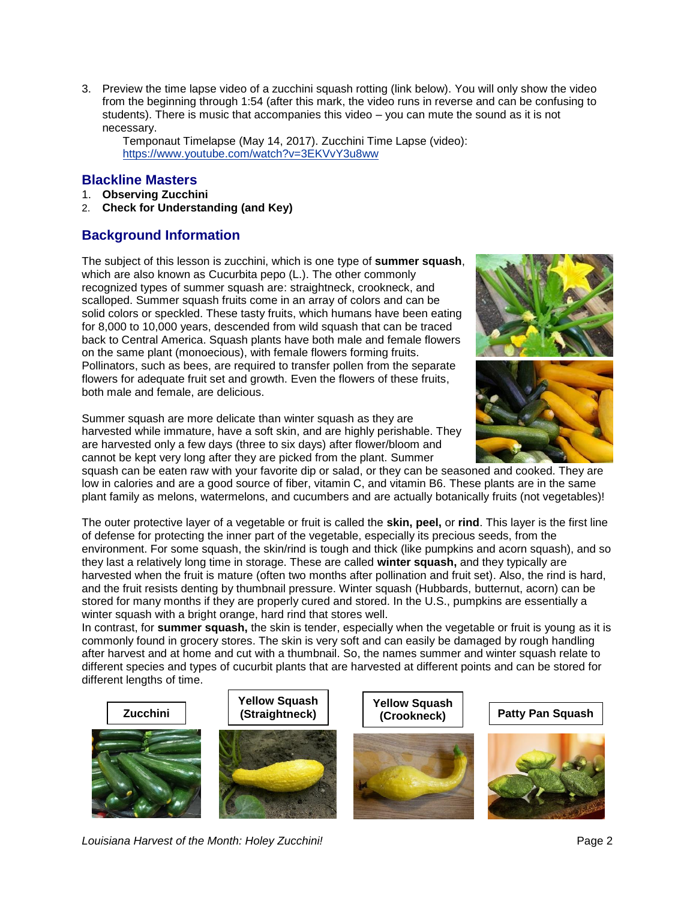3. Preview the time lapse video of a zucchini squash rotting (link below). You will only show the video from the beginning through 1:54 (after this mark, the video runs in reverse and can be confusing to students). There is music that accompanies this video – you can mute the sound as it is not necessary.

   Temponaut Timelapse (May 14, 2017). Zucchini Time Lapse (video): https://www.youtube.com/watch?v=3EKVvY3u8ww

## Blackline Masters

1. **Observing Zucchini**
2. **Check for Understanding (and Key)**

## Background Information

The subject of this lesson is zucchini, which is one type of **summer squash**, which are also known as Cucurbita pepo (L.). The other commonly recognized types of summer squash are: straightneck, crookneck, and scalloped. Summer squash fruits come in an array of colors and can be solid colors or speckled. These tasty fruits, which humans have been eating for 8,000 to 10,000 years, descended from wild squash that can be traced back to Central America. Squash plants have both male and female flowers on the same plant (monoecious), with female flowers forming fruits. Pollinators, such as bees, are required to transfer pollen from the separate flowers for adequate fruit set and growth. Even the flowers of these fruits, both male and female, are delicious.

Summer squash are more delicate than winter squash as they are harvested while immature, have a soft skin, and are highly perishable. They are harvested only a few days (three to six days) after flower/bloom and cannot be kept very long after they are picked from the plant. Summer squash can be eaten raw with your favorite dip or salad, or they can be seasoned and cooked. They are low in calories and are a good source of fiber, vitamin C, and vitamin B6. These plants are in the same plant family as melons, watermelons, and cucumbers and are actually botanically fruits (not vegetables)!

The outer protective layer of a vegetable or fruit is called the **skin, peel,** or **rind**. This layer is the first line of defense for protecting the inner part of the vegetable, especially its precious seeds, from the environment. For some squash, the skin/rind is tough and thick (like pumpkins and acorn squash), and so they last a relatively long time in storage. These are called **winter squash,** and they typically are harvested when the fruit is mature (often two months after pollination and fruit set). Also, the rind is hard, and the fruit resists denting by thumbnail pressure. Winter squash (Hubbards, butternut, acorn) can be stored for many months if they are properly cured and stored. In the U.S., pumpkins are essentially a winter squash with a bright orange, hard rind that stores well.

In contrast, for **summer squash,** the skin is tender, especially when the vegetable or fruit is young as it is commonly found in grocery stores. The skin is very soft and can easily be damaged by rough handling after harvest and at home and cut with a thumbnail. So, the names summer and winter squash relate to different species and types of cucurbit plants that are harvested at different points and can be stored for different lengths of time.

**Zucchini** | **Yellow Squash (Straightneck)** | **Yellow Squash (Crookneck)** | **Patty Pan Squash**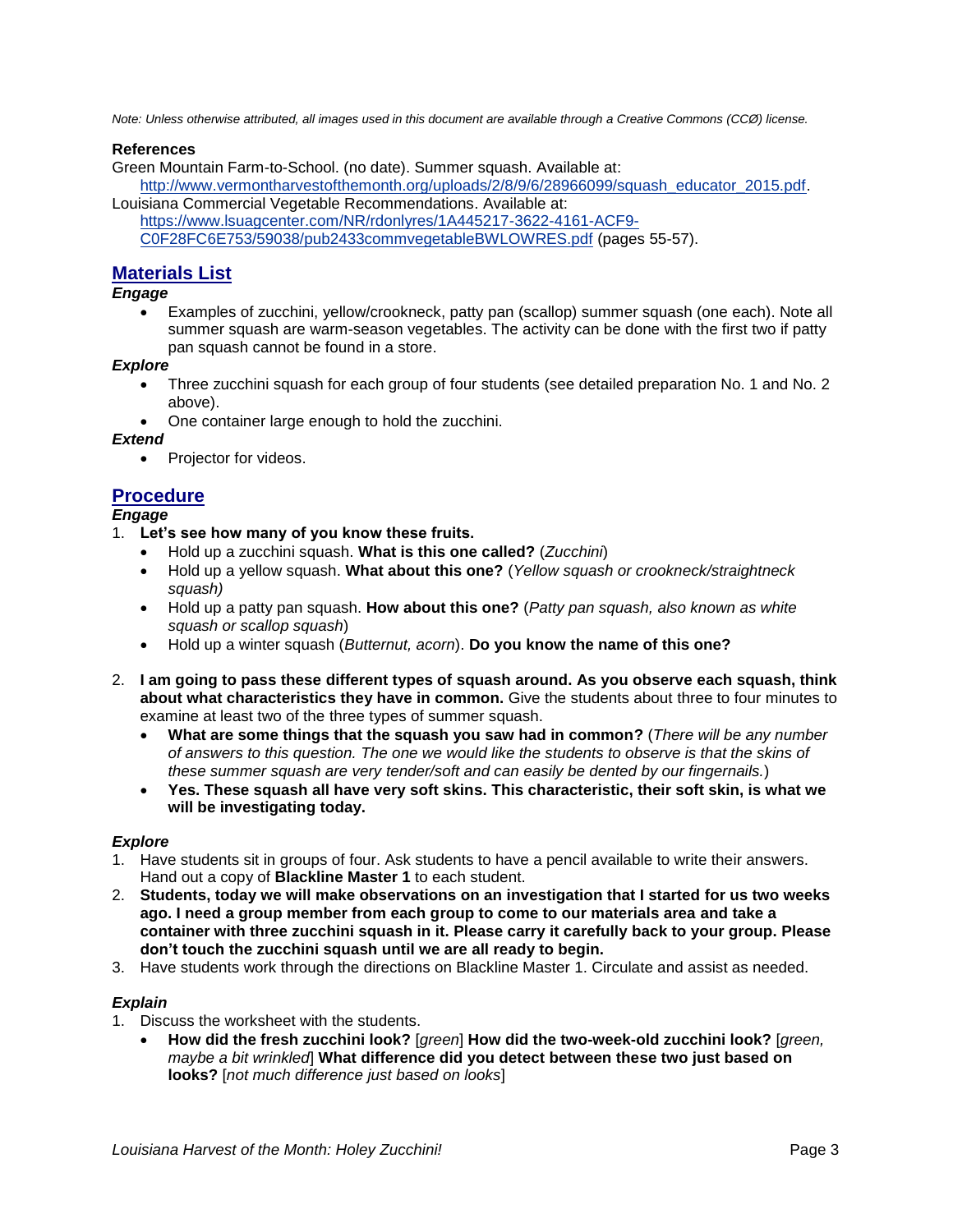*Note: Unless otherwise attributed, all images used in this document are available through a Creative Commons (CCØ) license.*

**References**

Green Mountain Farm-to-School. (no date). Summer squash. Available at: http://www.vermontharvestofthemonth.org/uploads/2/8/9/6/28966099/squash_educator_2015.pdf.

Louisiana Commercial Vegetable Recommendations. Available at: https://www.lsuagcenter.com/NR/rdonlyres/1A445217-3622-4161-ACF9-C0F28FC6E753/59038/pub2433commvegetableBWLOWRES.pdf (pages 55-57).

## Materials List

***Engage***

- Examples of zucchini, yellow/crookneck, patty pan (scallop) summer squash (one each). Note all summer squash are warm-season vegetables. The activity can be done with the first two if patty pan squash cannot be found in a store.

***Explore***

- Three zucchini squash for each group of four students (see detailed preparation No. 1 and No. 2 above).
- One container large enough to hold the zucchini.

***Extend***

- Projector for videos.

## Procedure

***Engage***

1. **Let's see how many of you know these fruits.**
   - Hold up a zucchini squash. **What is this one called?** (*Zucchini*)
   - Hold up a yellow squash. **What about this one?** (*Yellow squash or crookneck/straightneck squash)*
   - Hold up a patty pan squash. **How about this one?** (*Patty pan squash, also known as white squash or scallop squash*)
   - Hold up a winter squash (*Butternut, acorn*). **Do you know the name of this one?**
2. **I am going to pass these different types of squash around. As you observe each squash, think about what characteristics they have in common.** Give the students about three to four minutes to examine at least two of the three types of summer squash.
   - **What are some things that the squash you saw had in common?** (*There will be any number of answers to this question. The one we would like the students to observe is that the skins of these summer squash are very tender/soft and can easily be dented by our fingernails.*)
   - **Yes. These squash all have very soft skins. This characteristic, their soft skin, is what we will be investigating today.**

***Explore***

1. Have students sit in groups of four. Ask students to have a pencil available to write their answers. Hand out a copy of **Blackline Master 1** to each student.
2. **Students, today we will make observations on an investigation that I started for us two weeks ago. I need a group member from each group to come to our materials area and take a container with three zucchini squash in it. Please carry it carefully back to your group. Please don't touch the zucchini squash until we are all ready to begin.**
3. Have students work through the directions on Blackline Master 1. Circulate and assist as needed.

***Explain***

1. Discuss the worksheet with the students.
   - **How did the fresh zucchini look?** [*green*] **How did the two-week-old zucchini look?** [*green, maybe a bit wrinkled*] **What difference did you detect between these two just based on looks?** [*not much difference just based on looks*]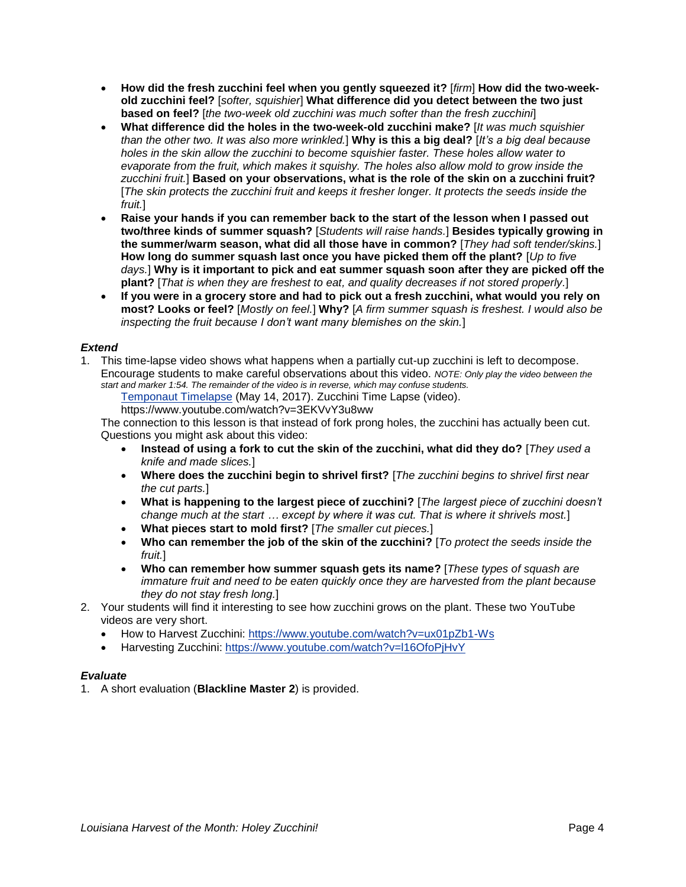- **How did the fresh zucchini feel when you gently squeezed it?** [*firm*] **How did the two-week-old zucchini feel?** [*softer, squishier*] **What difference did you detect between the two just based on feel?** [*the two-week old zucchini was much softer than the fresh zucchini*]
- **What difference did the holes in the two-week-old zucchini make?** [*It was much squishier than the other two. It was also more wrinkled.*] **Why is this a big deal?** [*It's a big deal because holes in the skin allow the zucchini to become squishier faster. These holes allow water to evaporate from the fruit, which makes it squishy. The holes also allow mold to grow inside the zucchini fruit.*] **Based on your observations, what is the role of the skin on a zucchini fruit?** [*The skin protects the zucchini fruit and keeps it fresher longer. It protects the seeds inside the fruit.*]
- **Raise your hands if you can remember back to the start of the lesson when I passed out two/three kinds of summer squash?** [*Students will raise hands.*] **Besides typically growing in the summer/warm season, what did all those have in common?** [*They had soft tender/skins.*] **How long do summer squash last once you have picked them off the plant?** [*Up to five days.*] **Why is it important to pick and eat summer squash soon after they are picked off the plant?** [*That is when they are freshest to eat, and quality decreases if not stored properly.*]
- **If you were in a grocery store and had to pick out a fresh zucchini, what would you rely on most? Looks or feel?** [*Mostly on feel.*] **Why?** [*A firm summer squash is freshest. I would also be inspecting the fruit because I don't want many blemishes on the skin.*]

### *Extend*

1. This time-lapse video shows what happens when a partially cut-up zucchini is left to decompose. Encourage students to make careful observations about this video. *NOTE: Only play the video between the start and marker 1:54. The remainder of the video is in reverse, which may confuse students.*

   Temponaut Timelapse (May 14, 2017). Zucchini Time Lapse (video). https://www.youtube.com/watch?v=3EKVvY3u8ww

   The connection to this lesson is that instead of fork prong holes, the zucchini has actually been cut. Questions you might ask about this video:
   - **Instead of using a fork to cut the skin of the zucchini, what did they do?** [*They used a knife and made slices.*]
   - **Where does the zucchini begin to shrivel first?** [*The zucchini begins to shrivel first near the cut parts.*]
   - **What is happening to the largest piece of zucchini?** [*The largest piece of zucchini doesn't change much at the start … except by where it was cut. That is where it shrivels most.*]
   - **What pieces start to mold first?** [*The smaller cut pieces.*]
   - **Who can remember the job of the skin of the zucchini?** [*To protect the seeds inside the fruit.*]
   - **Who can remember how summer squash gets its name?** [*These types of squash are immature fruit and need to be eaten quickly once they are harvested from the plant because they do not stay fresh long.*]
2. Your students will find it interesting to see how zucchini grows on the plant. These two YouTube videos are very short.
   - How to Harvest Zucchini: https://www.youtube.com/watch?v=ux01pZb1-Ws
   - Harvesting Zucchini: https://www.youtube.com/watch?v=l16OfoPjHvY

### *Evaluate*

1. A short evaluation (**Blackline Master 2**) is provided.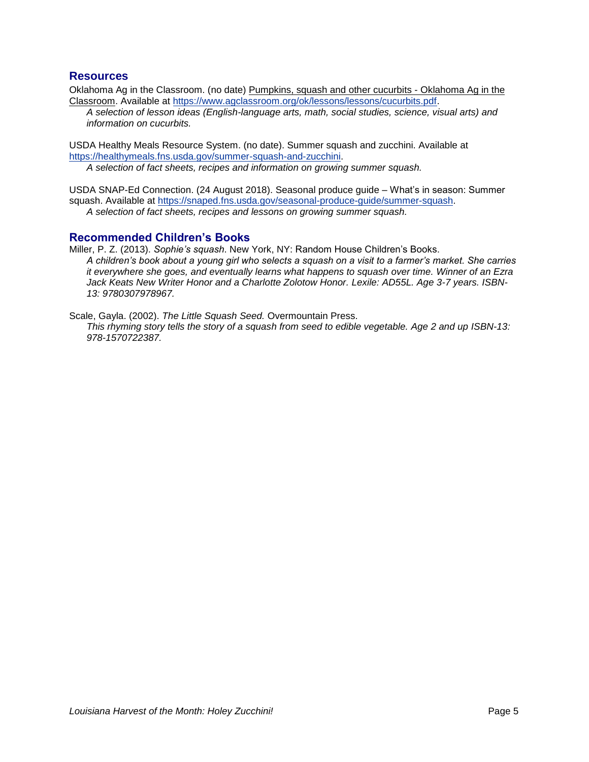## Resources

Oklahoma Ag in the Classroom. (no date) Pumpkins, squash and other cucurbits - Oklahoma Ag in the Classroom. Available at https://www.agclassroom.org/ok/lessons/lessons/cucurbits.pdf.

*A selection of lesson ideas (English-language arts, math, social studies, science, visual arts) and information on cucurbits.*

USDA Healthy Meals Resource System. (no date). Summer squash and zucchini. Available at https://healthymeals.fns.usda.gov/summer-squash-and-zucchini.

*A selection of fact sheets, recipes and information on growing summer squash.*

USDA SNAP-Ed Connection. (24 August 2018). Seasonal produce guide – What's in season: Summer squash. Available at https://snaped.fns.usda.gov/seasonal-produce-guide/summer-squash.

*A selection of fact sheets, recipes and lessons on growing summer squash.*

## Recommended Children's Books

Miller, P. Z. (2013). *Sophie's squash*. New York, NY: Random House Children's Books.

*A children's book about a young girl who selects a squash on a visit to a farmer's market. She carries it everywhere she goes, and eventually learns what happens to squash over time. Winner of an Ezra Jack Keats New Writer Honor and a Charlotte Zolotow Honor. Lexile: AD55L. Age 3-7 years. ISBN-13: 9780307978967.*

Scale, Gayla. (2002). *The Little Squash Seed.* Overmountain Press.

*This rhyming story tells the story of a squash from seed to edible vegetable. Age 2 and up ISBN-13: 978-1570722387.*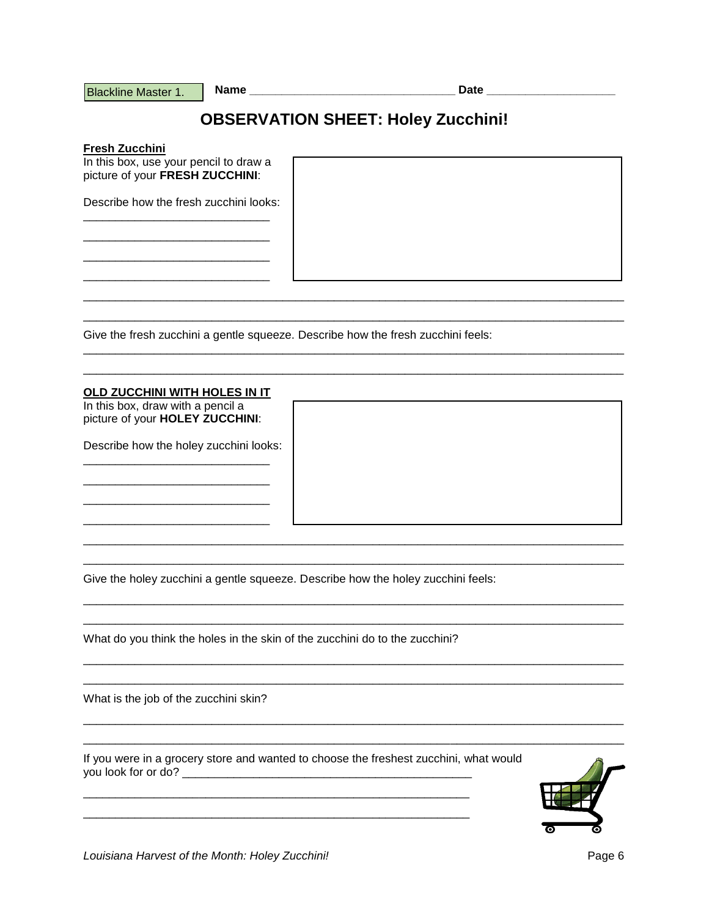Blackline Master 1. **Name** ________________________________ **Date** ____________________

# OBSERVATION SHEET: Holey Zucchini!

**Fresh Zucchini**

In this box, use your pencil to draw a picture of your **FRESH ZUCCHINI**:

Describe how the fresh zucchini looks:

_____________________________

_____________________________

_____________________________

_____________________________

_____________________________________________________________________________________

_____________________________________________________________________________________

Give the fresh zucchini a gentle squeeze. Describe how the fresh zucchini feels:

_____________________________________________________________________________________

_____________________________________________________________________________________

**OLD ZUCCHINI WITH HOLES IN IT**

In this box, draw with a pencil a picture of your **HOLEY ZUCCHINI**:

Describe how the holey zucchini looks:

_____________________________

_____________________________

_____________________________

_____________________________

_____________________________________________________________________________________

_____________________________________________________________________________________

Give the holey zucchini a gentle squeeze. Describe how the holey zucchini feels:

_____________________________________________________________________________________

_____________________________________________________________________________________

What do you think the holes in the skin of the zucchini do to the zucchini?

_____________________________________________________________________________________

_____________________________________________________________________________________

What is the job of the zucchini skin?

_____________________________________________________________________________________

_____________________________________________________________________________________

If you were in a grocery store and wanted to choose the freshest zucchini, what would you look for or do? ____________________________________________

_____________________________________________________________

_____________________________________________________________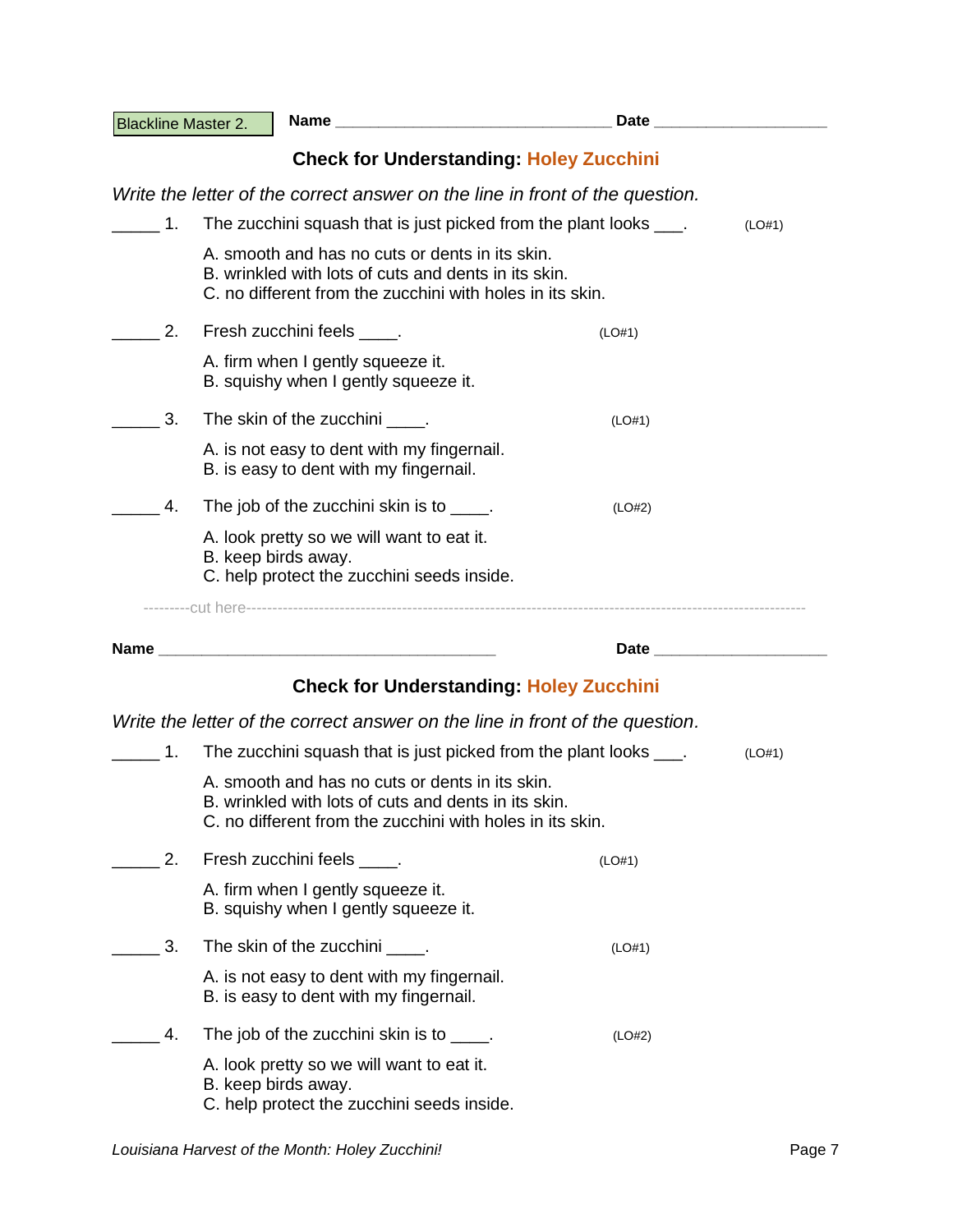Blackline Master 2. **Name** ________________________________ **Date** ____________________

## Check for Understanding: Holey Zucchini

*Write the letter of the correct answer on the line in front of the question.*

_____ 1. The zucchini squash that is just picked from the plant looks ___. (LO#1)

A. smooth and has no cuts or dents in its skin.
B. wrinkled with lots of cuts and dents in its skin.
C. no different from the zucchini with holes in its skin.

_____ 2. Fresh zucchini feels ____. (LO#1)

A. firm when I gently squeeze it.
B. squishy when I gently squeeze it.

_____ 3. The skin of the zucchini ____. (LO#1)

A. is not easy to dent with my fingernail.
B. is easy to dent with my fingernail.

_____ 4. The job of the zucchini skin is to ____. (LO#2)

A. look pretty so we will want to eat it.
B. keep birds away.
C. help protect the zucchini seeds inside.

---------cut here---------------------------------------------------------------------------------------------------------

**Name** ________________________________________ **Date** ____________________

## Check for Understanding: Holey Zucchini

*Write the letter of the correct answer on the line in front of the question.*

_____ 1. The zucchini squash that is just picked from the plant looks ___. (LO#1)

A. smooth and has no cuts or dents in its skin.
B. wrinkled with lots of cuts and dents in its skin.
C. no different from the zucchini with holes in its skin.

_____ 2. Fresh zucchini feels ____. (LO#1)

A. firm when I gently squeeze it.
B. squishy when I gently squeeze it.

_____ 3. The skin of the zucchini ____. (LO#1)

A. is not easy to dent with my fingernail.
B. is easy to dent with my fingernail.

_____ 4. The job of the zucchini skin is to ____. (LO#2)

A. look pretty so we will want to eat it.
B. keep birds away.
C. help protect the zucchini seeds inside.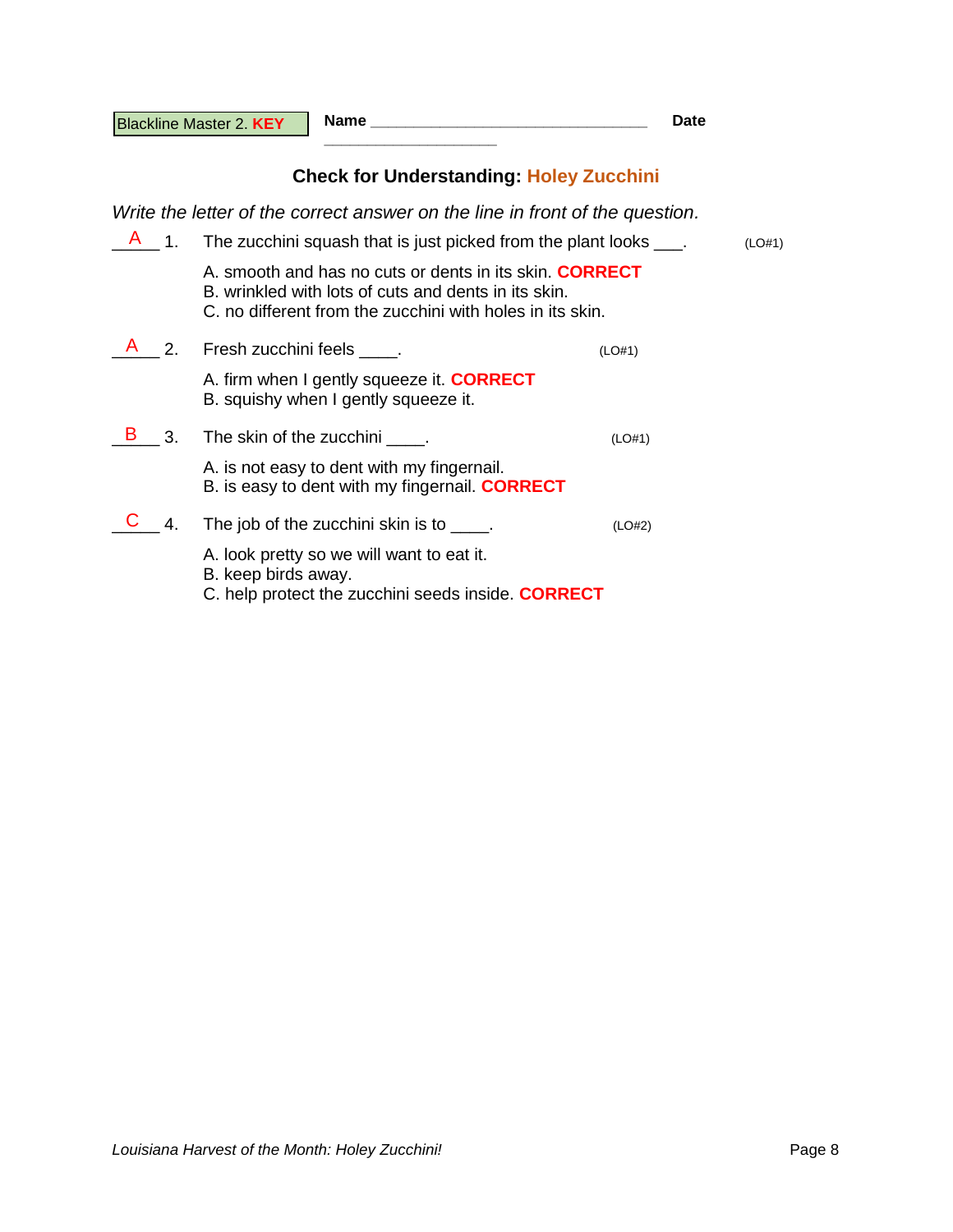Blackline Master 2. **KEY**

**Name** ________________________________ **Date** ____________________

## Check for Understanding: Holey Zucchini

*Write the letter of the correct answer on the line in front of the question.*

__A__ 1. The zucchini squash that is just picked from the plant looks ___. (LO#1)

A. smooth and has no cuts or dents in its skin. **CORRECT**
B. wrinkled with lots of cuts and dents in its skin.
C. no different from the zucchini with holes in its skin.

__A__ 2. Fresh zucchini feels ____. (LO#1)

A. firm when I gently squeeze it. **CORRECT**
B. squishy when I gently squeeze it.

__B__ 3. The skin of the zucchini ____. (LO#1)

A. is not easy to dent with my fingernail.
B. is easy to dent with my fingernail. **CORRECT**

__C__ 4. The job of the zucchini skin is to ____. (LO#2)

A. look pretty so we will want to eat it.
B. keep birds away.
C. help protect the zucchini seeds inside. **CORRECT**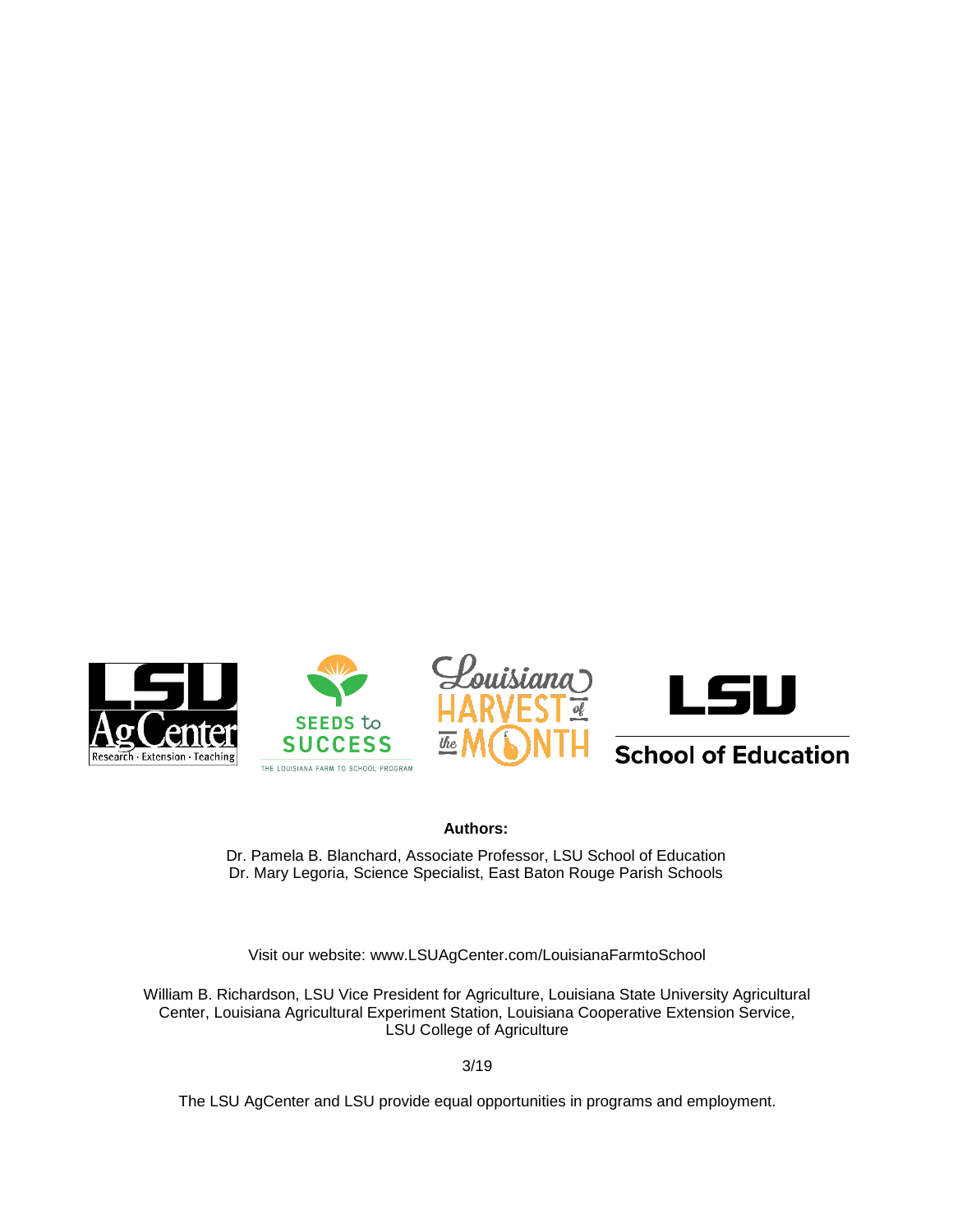**Authors:**

Dr. Pamela B. Blanchard, Associate Professor, LSU School of Education
Dr. Mary Legoria, Science Specialist, East Baton Rouge Parish Schools

Visit our website: www.LSUAgCenter.com/LouisianaFarmtoSchool

William B. Richardson, LSU Vice President for Agriculture, Louisiana State University Agricultural Center, Louisiana Agricultural Experiment Station, Louisiana Cooperative Extension Service, LSU College of Agriculture

3/19

The LSU AgCenter and LSU provide equal opportunities in programs and employment.